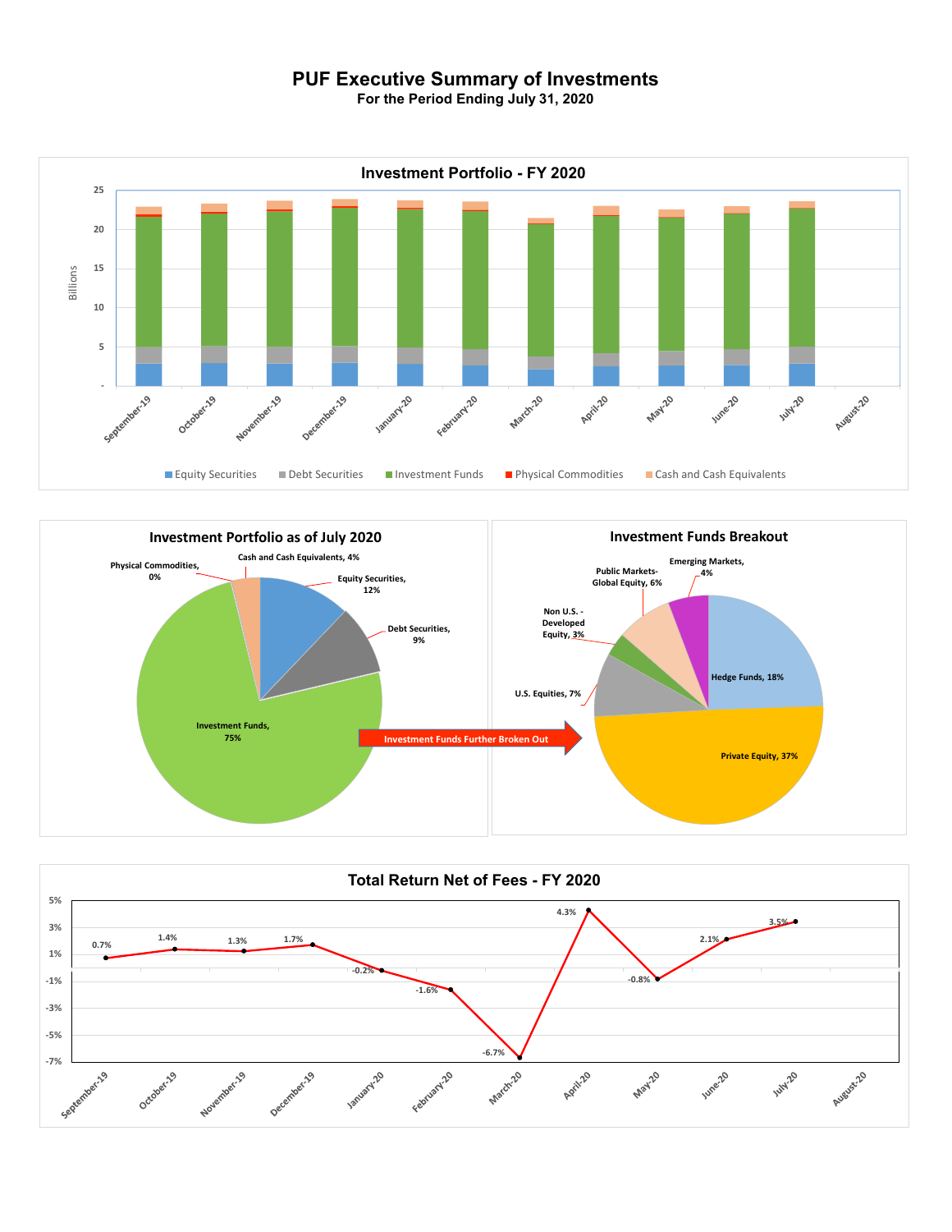# PUF Executive Summary of Investments

**For the Period Ending July 31, 2020**

## Investment Portfolio - FY 2020

Billions

25, 20, 15, 10, 5, -

September-19, October-19, November-19, December-19, January-20, February-20, March-20, April-20, May-20, June-20, July-20, August-20

Equity Securities | Debt Securities | Investment Funds | Physical Commodities | Cash and Cash Equivalents

## Investment Portfolio as of July 2020

- Physical Commodities, 0%
- Cash and Cash Equivalents, 4%
- Equity Securities, 12%
- Debt Securities, 9%
- Investment Funds, 75%

Investment Funds Further Broken Out

## Investment Funds Breakout

- Emerging Markets, 4%
- Public Markets-Global Equity, 6%
- Non U.S. - Developed Equity, 3%
- U.S. Equities, 7%
- Hedge Funds, 18%
- Private Equity, 37%

## Total Return Net of Fees - FY 2020

| Month | Return |
| --- | --- |
| September-19 | 0.7% |
| October-19 | 1.4% |
| November-19 | 1.3% |
| December-19 | 1.7% |
| January-20 | -0.2% |
| February-20 | -1.6% |
| March-20 | -6.7% |
| April-20 | 4.3% |
| May-20 | -0.8% |
| June-20 | 2.1% |
| July-20 | 3.5% |
| August-20 | |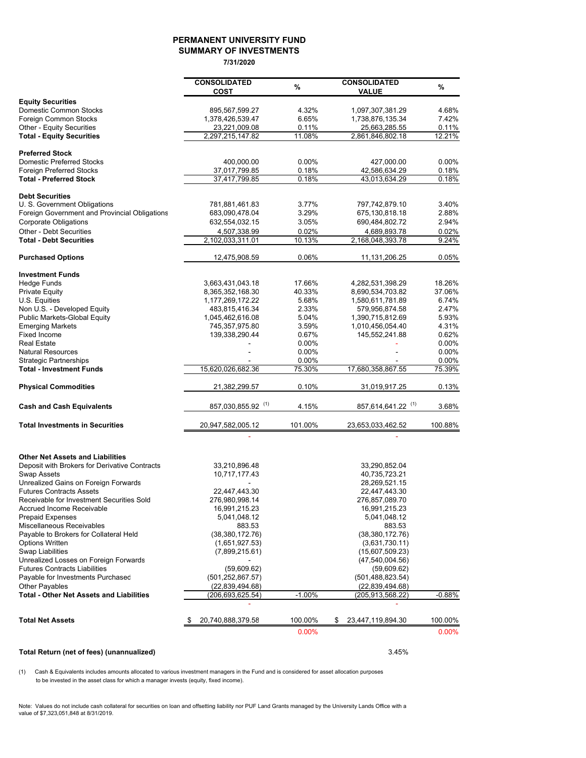# PERMANENT UNIVERSITY FUND
## SUMMARY OF INVESTMENTS
**7/31/2020**

| | CONSOLIDATED COST | % | CONSOLIDATED VALUE | % |
|---|---|---|---|---|
| **Equity Securities** | | | | |
| Domestic Common Stocks | 895,567,599.27 | 4.32% | 1,097,307,381.29 | 4.68% |
| Foreign Common Stocks | 1,378,426,539.47 | 6.65% | 1,738,876,135.34 | 7.42% |
| Other - Equity Securities | 23,221,009.08 | 0.11% | 25,663,285.55 | 0.11% |
| **Total - Equity Securities** | 2,297,215,147.82 | 11.08% | 2,861,846,802.18 | 12.21% |
| **Preferred Stock** | | | | |
| Domestic Preferred Stocks | 400,000.00 | 0.00% | 427,000.00 | 0.00% |
| Foreign Preferred Stocks | 37,017,799.85 | 0.18% | 42,586,634.29 | 0.18% |
| **Total - Preferred Stock** | 37,417,799.85 | 0.18% | 43,013,634.29 | 0.18% |
| **Debt Securities** | | | | |
| U. S. Government Obligations | 781,881,461.83 | 3.77% | 797,742,879.10 | 3.40% |
| Foreign Government and Provincial Obligations | 683,090,478.04 | 3.29% | 675,130,818.18 | 2.88% |
| Corporate Obligations | 632,554,032.15 | 3.05% | 690,484,802.72 | 2.94% |
| Other - Debt Securities | 4,507,338.99 | 0.02% | 4,689,893.78 | 0.02% |
| **Total - Debt Securities** | 2,102,033,311.01 | 10.13% | 2,168,048,393.78 | 9.24% |
| **Purchased Options** | 12,475,908.59 | 0.06% | 11,131,206.25 | 0.05% |
| **Investment Funds** | | | | |
| Hedge Funds | 3,663,431,043.18 | 17.66% | 4,282,531,398.29 | 18.26% |
| Private Equity | 8,365,352,168.30 | 40.33% | 8,690,534,703.82 | 37.06% |
| U.S. Equities | 1,177,269,172.22 | 5.68% | 1,580,611,781.89 | 6.74% |
| Non U.S. - Developed Equity | 483,815,416.34 | 2.33% | 579,956,874.58 | 2.47% |
| Public Markets-Global Equity | 1,045,462,616.08 | 5.04% | 1,390,715,812.69 | 5.93% |
| Emerging Markets | 745,357,975.80 | 3.59% | 1,010,456,054.40 | 4.31% |
| Fixed Income | 139,338,290.44 | 0.67% | 145,552,241.88 | 0.62% |
| Real Estate | - | 0.00% | - | 0.00% |
| Natural Resources | - | 0.00% | - | 0.00% |
| Strategic Partnerships | - | 0.00% | - | 0.00% |
| **Total - Investment Funds** | 15,620,026,682.36 | 75.30% | 17,680,358,867.55 | 75.39% |
| **Physical Commodities** | 21,382,299.57 | 0.10% | 31,019,917.25 | 0.13% |
| **Cash and Cash Equivalents** | 857,030,855.92 (1) | 4.15% | 857,614,641.22 (1) | 3.68% |
| **Total Investments in Securities** | 20,947,582,005.12 | 101.00% | 23,653,033,462.52 | 100.88% |
| | - | | - | |
| **Other Net Assets and Liabilities** | | | | |
| Deposit with Brokers for Derivative Contracts | 33,210,896.48 | | 33,290,852.04 | |
| Swap Assets | 10,717,177.43 | | 40,735,723.21 | |
| Unrealized Gains on Foreign Forwards | - | | 28,269,521.15 | |
| Futures Contracts Assets | 22,447,443.30 | | 22,447,443.30 | |
| Receivable for Investment Securities Sold | 276,980,998.14 | | 276,857,089.70 | |
| Accrued Income Receivable | 16,991,215.23 | | 16,991,215.23 | |
| Prepaid Expenses | 5,041,048.12 | | 5,041,048.12 | |
| Miscellaneous Receivables | 883.53 | | 883.53 | |
| Payable to Brokers for Collateral Held | (38,380,172.76) | | (38,380,172.76) | |
| Options Written | (1,651,927.53) | | (3,631,730.11) | |
| Swap Liabilities | (7,899,215.61) | | (15,607,509.23) | |
| Unrealized Losses on Foreign Forwards | - | | (47,540,004.56) | |
| Futures Contracts Liabilities | (59,609.62) | | (59,609.62) | |
| Payable for Investments Purchased | (501,252,867.57) | | (501,488,823.54) | |
| Other Payables | (22,839,494.68) | | (22,839,494.68) | |
| **Total - Other Net Assets and Liabilities** | (206,693,625.54) | -1.00% | (205,913,568.22) | -0.88% |
| | - | | - | |
| **Total Net Assets** | $ 20,740,888,379.58 | 100.00% | $ 23,447,119,894.30 | 100.00% |
| | | 0.00% | | 0.00% |

**Total Return (net of fees) (unannualized)** 3.45%

(1) Cash & Equivalents includes amounts allocated to various investment managers in the Fund and is considered for asset allocation purposes to be invested in the asset class for which a manager invests (equity, fixed income).

Note: Values do not include cash collateral for securities on loan and offsetting liability nor PUF Land Grants managed by the University Lands Office with a value of $7,323,051,848 at 8/31/2019.